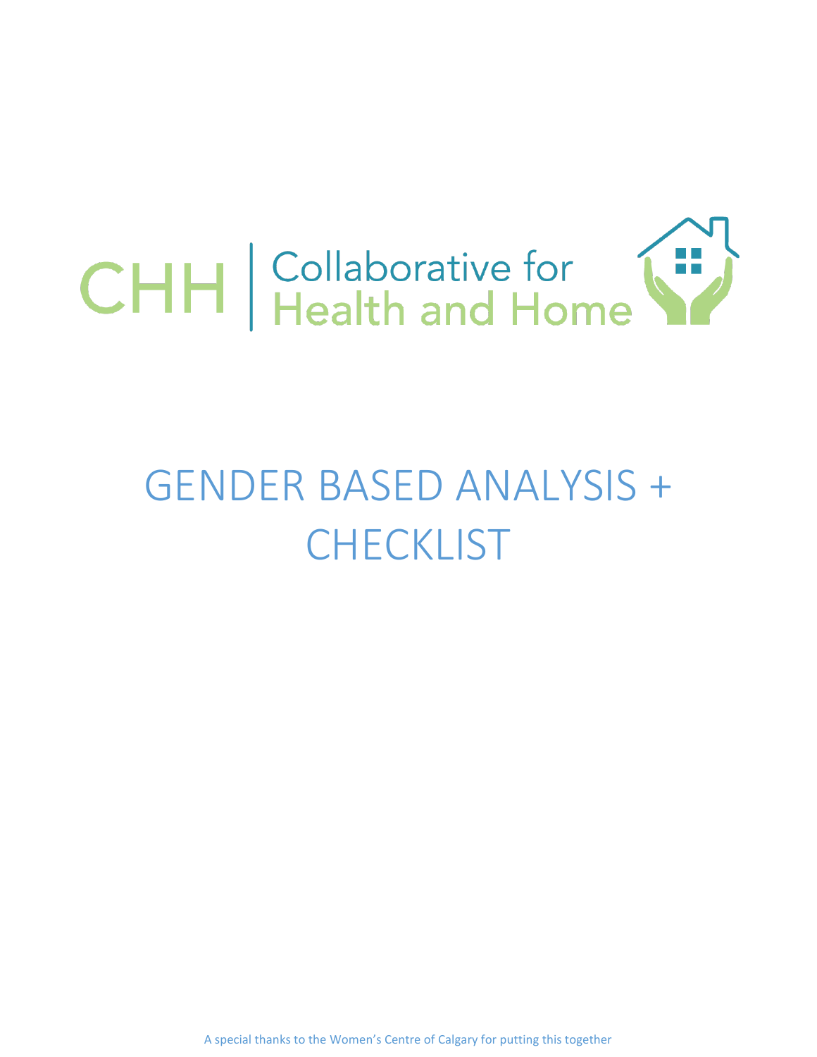CHH | Collaborative for Health and Home

# GENDER BASED ANALYSIS + CHECKLIST

A special thanks to the Women's Centre of Calgary for putting this together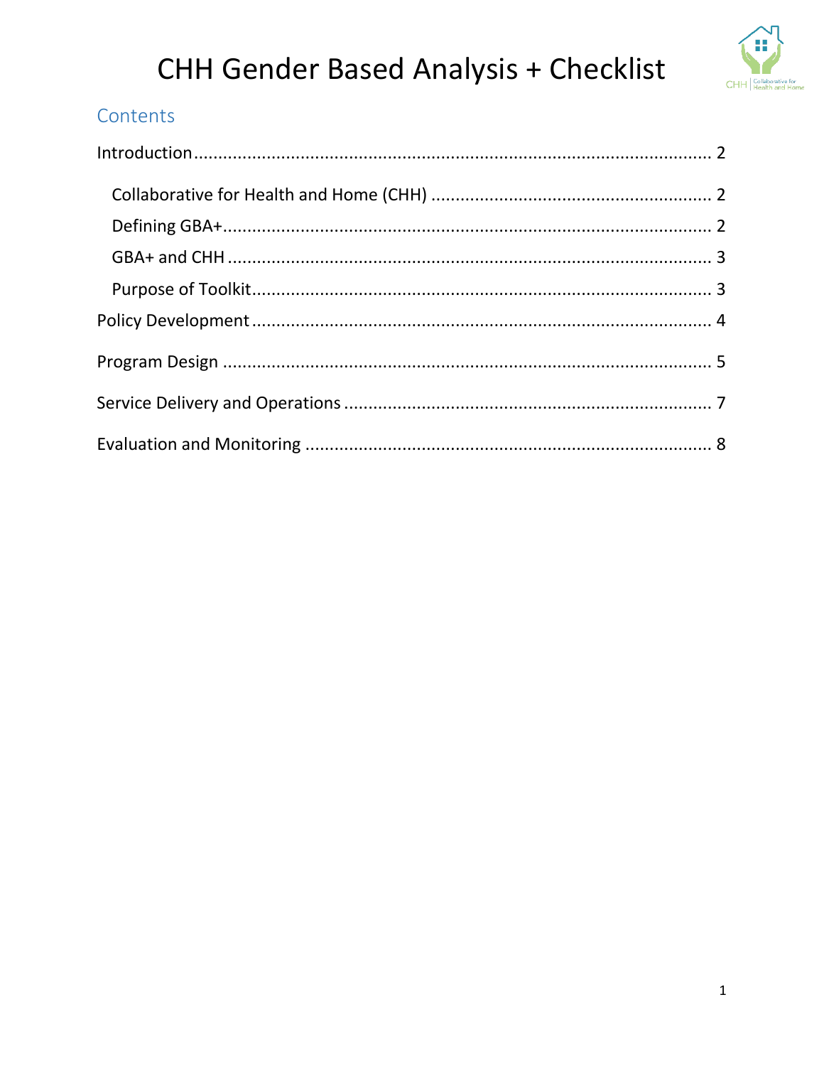# CHH Gender Based Analysis + Checklist

## Contents

Introduction .......... 2

- Collaborative for Health and Home (CHH) .......... 2
- Defining GBA+ .......... 2
- GBA+ and CHH .......... 3
- Purpose of Toolkit .......... 3

Policy Development .......... 4

Program Design .......... 5

Service Delivery and Operations .......... 7

Evaluation and Monitoring .......... 8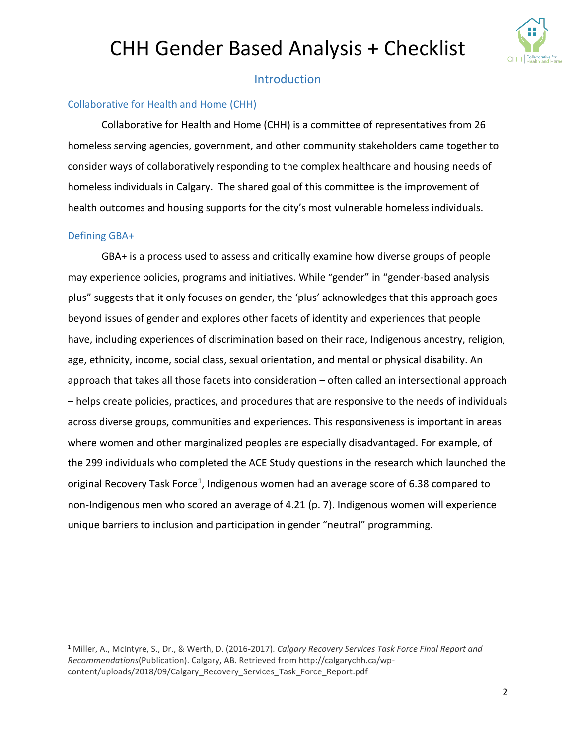# CHH Gender Based Analysis + Checklist

## Introduction

### Collaborative for Health and Home (CHH)

Collaborative for Health and Home (CHH) is a committee of representatives from 26 homeless serving agencies, government, and other community stakeholders came together to consider ways of collaboratively responding to the complex healthcare and housing needs of homeless individuals in Calgary. The shared goal of this committee is the improvement of health outcomes and housing supports for the city's most vulnerable homeless individuals.

### Defining GBA+

GBA+ is a process used to assess and critically examine how diverse groups of people may experience policies, programs and initiatives. While "gender" in "gender-based analysis plus" suggests that it only focuses on gender, the 'plus' acknowledges that this approach goes beyond issues of gender and explores other facets of identity and experiences that people have, including experiences of discrimination based on their race, Indigenous ancestry, religion, age, ethnicity, income, social class, sexual orientation, and mental or physical disability. An approach that takes all those facets into consideration – often called an intersectional approach – helps create policies, practices, and procedures that are responsive to the needs of individuals across diverse groups, communities and experiences. This responsiveness is important in areas where women and other marginalized peoples are especially disadvantaged. For example, of the 299 individuals who completed the ACE Study questions in the research which launched the original Recovery Task Force[1], Indigenous women had an average score of 6.38 compared to non-Indigenous men who scored an average of 4.21 (p. 7). Indigenous women will experience unique barriers to inclusion and participation in gender "neutral" programming.

---

[1] Miller, A., McIntyre, S., Dr., & Werth, D. (2016-2017). *Calgary Recovery Services Task Force Final Report and Recommendations*(Publication). Calgary, AB. Retrieved from http://calgarychh.ca/wp-content/uploads/2018/09/Calgary_Recovery_Services_Task_Force_Report.pdf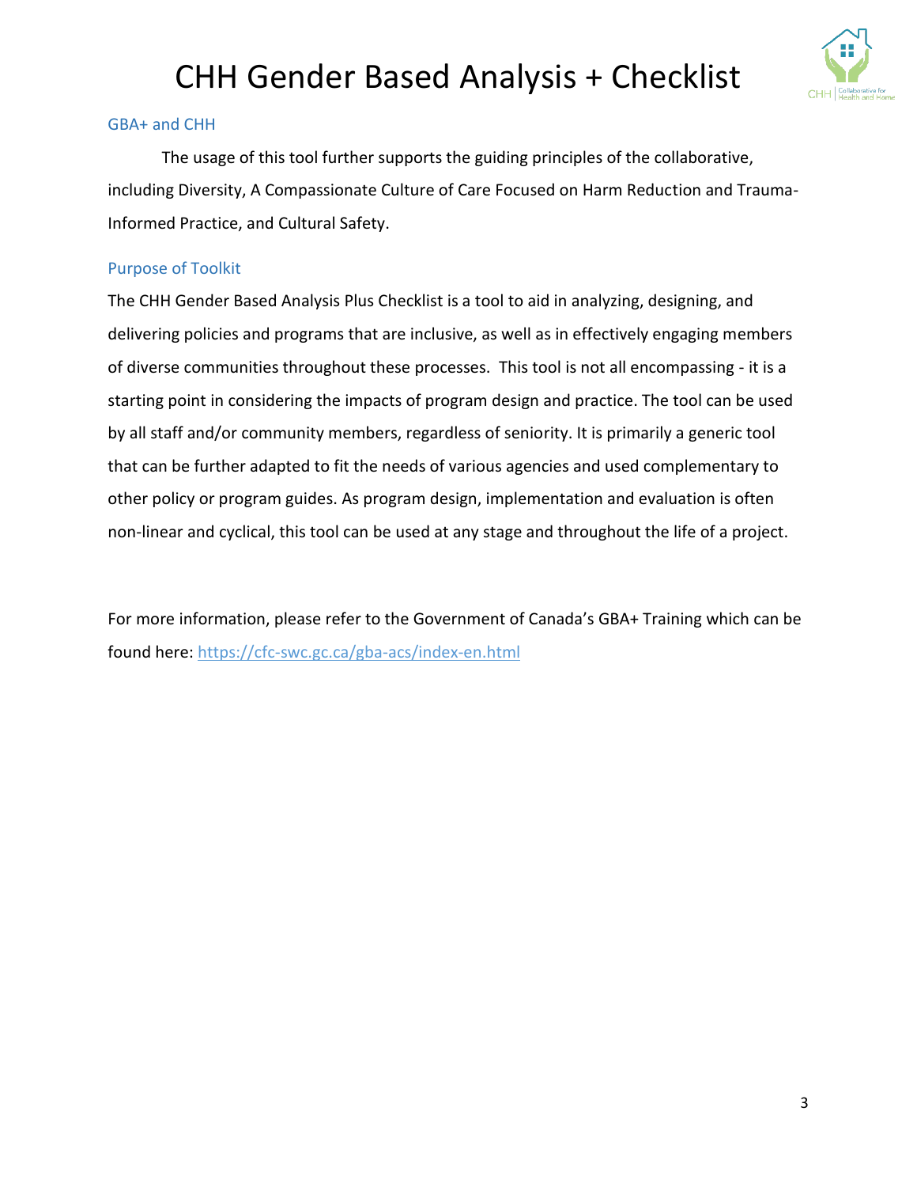# CHH Gender Based Analysis + Checklist

## GBA+ and CHH

The usage of this tool further supports the guiding principles of the collaborative, including Diversity, A Compassionate Culture of Care Focused on Harm Reduction and Trauma-Informed Practice, and Cultural Safety.

## Purpose of Toolkit

The CHH Gender Based Analysis Plus Checklist is a tool to aid in analyzing, designing, and delivering policies and programs that are inclusive, as well as in effectively engaging members of diverse communities throughout these processes. This tool is not all encompassing - it is a starting point in considering the impacts of program design and practice. The tool can be used by all staff and/or community members, regardless of seniority. It is primarily a generic tool that can be further adapted to fit the needs of various agencies and used complementary to other policy or program guides. As program design, implementation and evaluation is often non-linear and cyclical, this tool can be used at any stage and throughout the life of a project.

For more information, please refer to the Government of Canada's GBA+ Training which can be found here: https://cfc-swc.gc.ca/gba-acs/index-en.html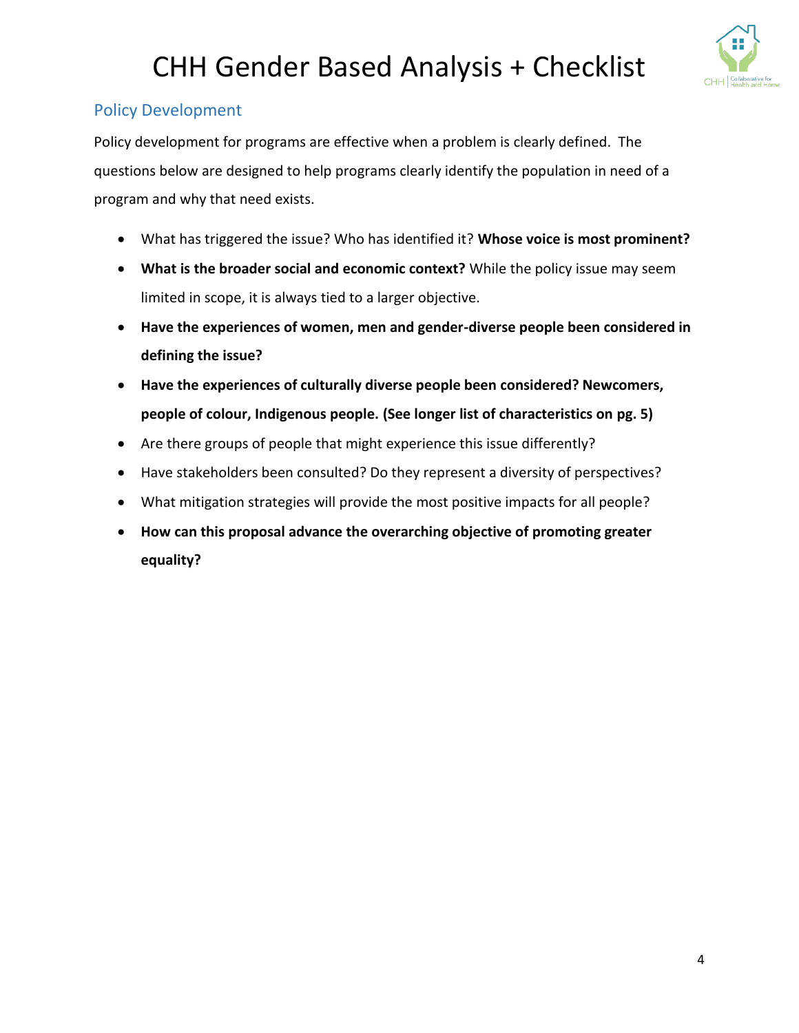## Policy Development

Policy development for programs are effective when a problem is clearly defined. The questions below are designed to help programs clearly identify the population in need of a program and why that need exists.

- What has triggered the issue? Who has identified it? **Whose voice is most prominent?**
- **What is the broader social and economic context?** While the policy issue may seem limited in scope, it is always tied to a larger objective.
- **Have the experiences of women, men and gender-diverse people been considered in defining the issue?**
- **Have the experiences of culturally diverse people been considered? Newcomers, people of colour, Indigenous people. (See longer list of characteristics on pg. 5)**
- Are there groups of people that might experience this issue differently?
- Have stakeholders been consulted? Do they represent a diversity of perspectives?
- What mitigation strategies will provide the most positive impacts for all people?
- **How can this proposal advance the overarching objective of promoting greater equality?**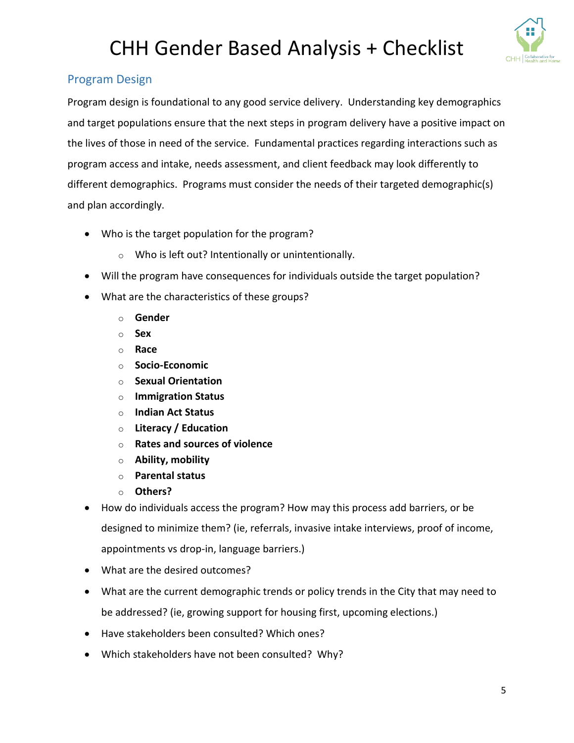# CHH Gender Based Analysis + Checklist

## Program Design

Program design is foundational to any good service delivery. Understanding key demographics and target populations ensure that the next steps in program delivery have a positive impact on the lives of those in need of the service. Fundamental practices regarding interactions such as program access and intake, needs assessment, and client feedback may look differently to different demographics. Programs must consider the needs of their targeted demographic(s) and plan accordingly.

- Who is the target population for the program?
  - Who is left out? Intentionally or unintentionally.
- Will the program have consequences for individuals outside the target population?
- What are the characteristics of these groups?
  - **Gender**
  - **Sex**
  - **Race**
  - **Socio-Economic**
  - **Sexual Orientation**
  - **Immigration Status**
  - **Indian Act Status**
  - **Literacy / Education**
  - **Rates and sources of violence**
  - **Ability, mobility**
  - **Parental status**
  - **Others?**
- How do individuals access the program? How may this process add barriers, or be designed to minimize them? (ie, referrals, invasive intake interviews, proof of income, appointments vs drop-in, language barriers.)
- What are the desired outcomes?
- What are the current demographic trends or policy trends in the City that may need to be addressed? (ie, growing support for housing first, upcoming elections.)
- Have stakeholders been consulted? Which ones?
- Which stakeholders have not been consulted? Why?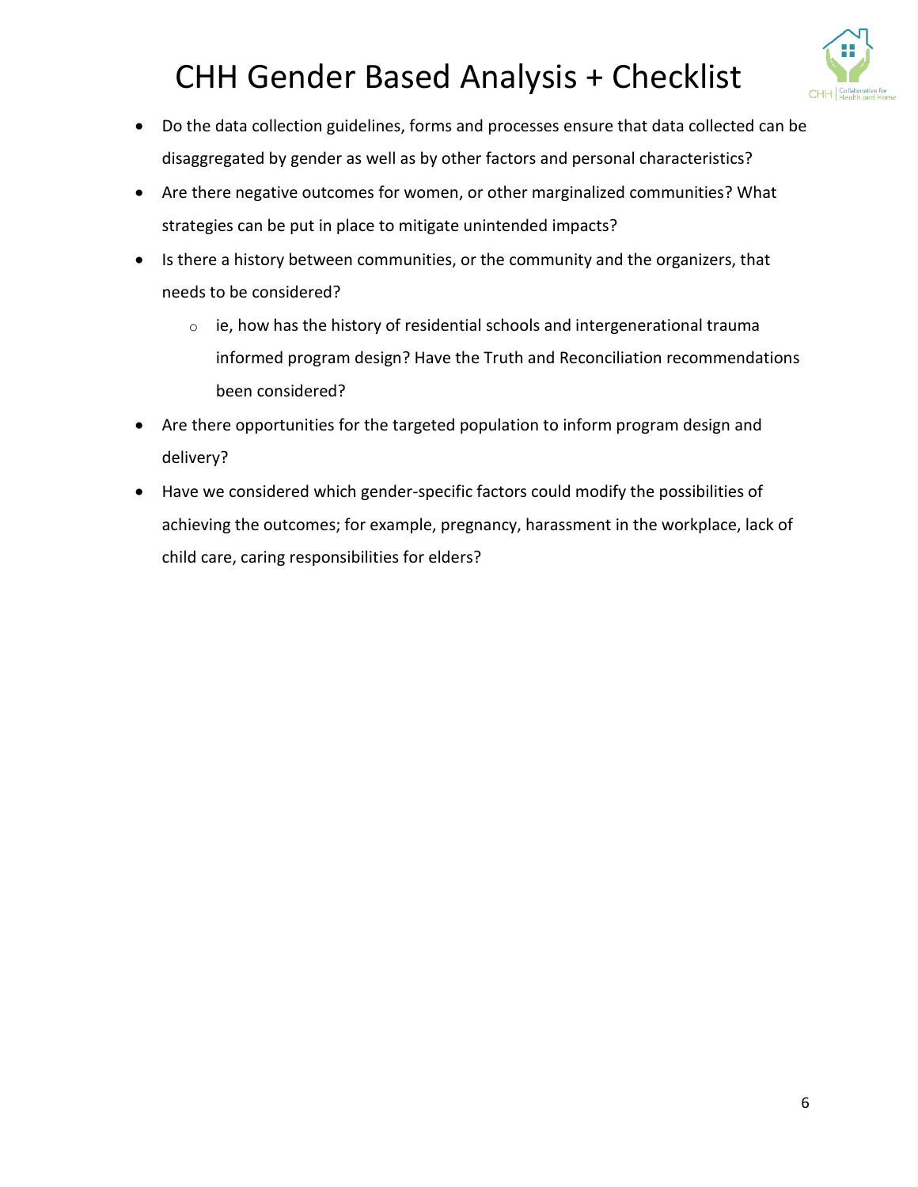- Do the data collection guidelines, forms and processes ensure that data collected can be disaggregated by gender as well as by other factors and personal characteristics?
- Are there negative outcomes for women, or other marginalized communities? What strategies can be put in place to mitigate unintended impacts?
- Is there a history between communities, or the community and the organizers, that needs to be considered?
  - ie, how has the history of residential schools and intergenerational trauma informed program design? Have the Truth and Reconciliation recommendations been considered?
- Are there opportunities for the targeted population to inform program design and delivery?
- Have we considered which gender-specific factors could modify the possibilities of achieving the outcomes; for example, pregnancy, harassment in the workplace, lack of child care, caring responsibilities for elders?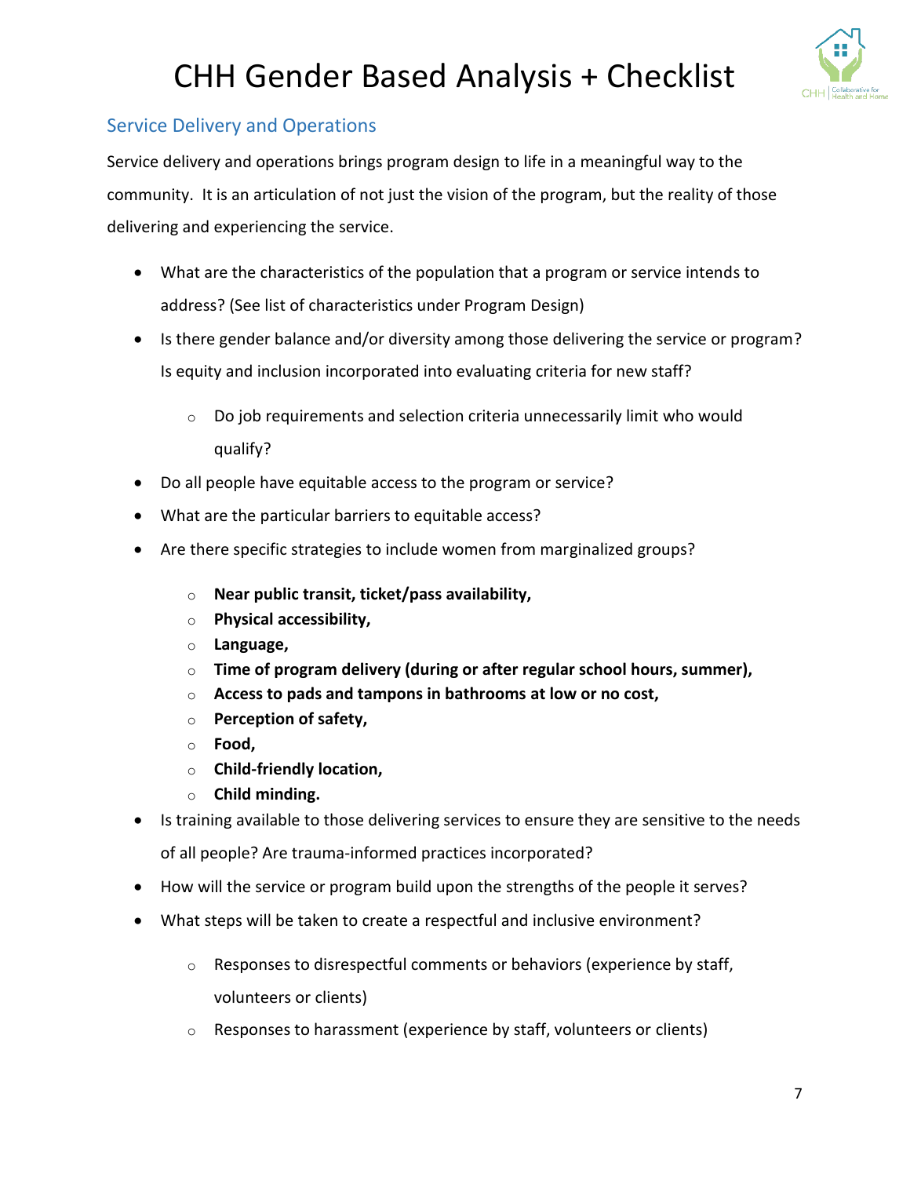## Service Delivery and Operations

Service delivery and operations brings program design to life in a meaningful way to the community. It is an articulation of not just the vision of the program, but the reality of those delivering and experiencing the service.

- What are the characteristics of the population that a program or service intends to address? (See list of characteristics under Program Design)
- Is there gender balance and/or diversity among those delivering the service or program? Is equity and inclusion incorporated into evaluating criteria for new staff?
    - Do job requirements and selection criteria unnecessarily limit who would qualify?
- Do all people have equitable access to the program or service?
- What are the particular barriers to equitable access?
- Are there specific strategies to include women from marginalized groups?
    - **Near public transit, ticket/pass availability,**
    - **Physical accessibility,**
    - **Language,**
    - **Time of program delivery (during or after regular school hours, summer),**
    - **Access to pads and tampons in bathrooms at low or no cost,**
    - **Perception of safety,**
    - **Food,**
    - **Child-friendly location,**
    - **Child minding.**
- Is training available to those delivering services to ensure they are sensitive to the needs of all people? Are trauma-informed practices incorporated?
- How will the service or program build upon the strengths of the people it serves?
- What steps will be taken to create a respectful and inclusive environment?
    - Responses to disrespectful comments or behaviors (experience by staff, volunteers or clients)
    - Responses to harassment (experience by staff, volunteers or clients)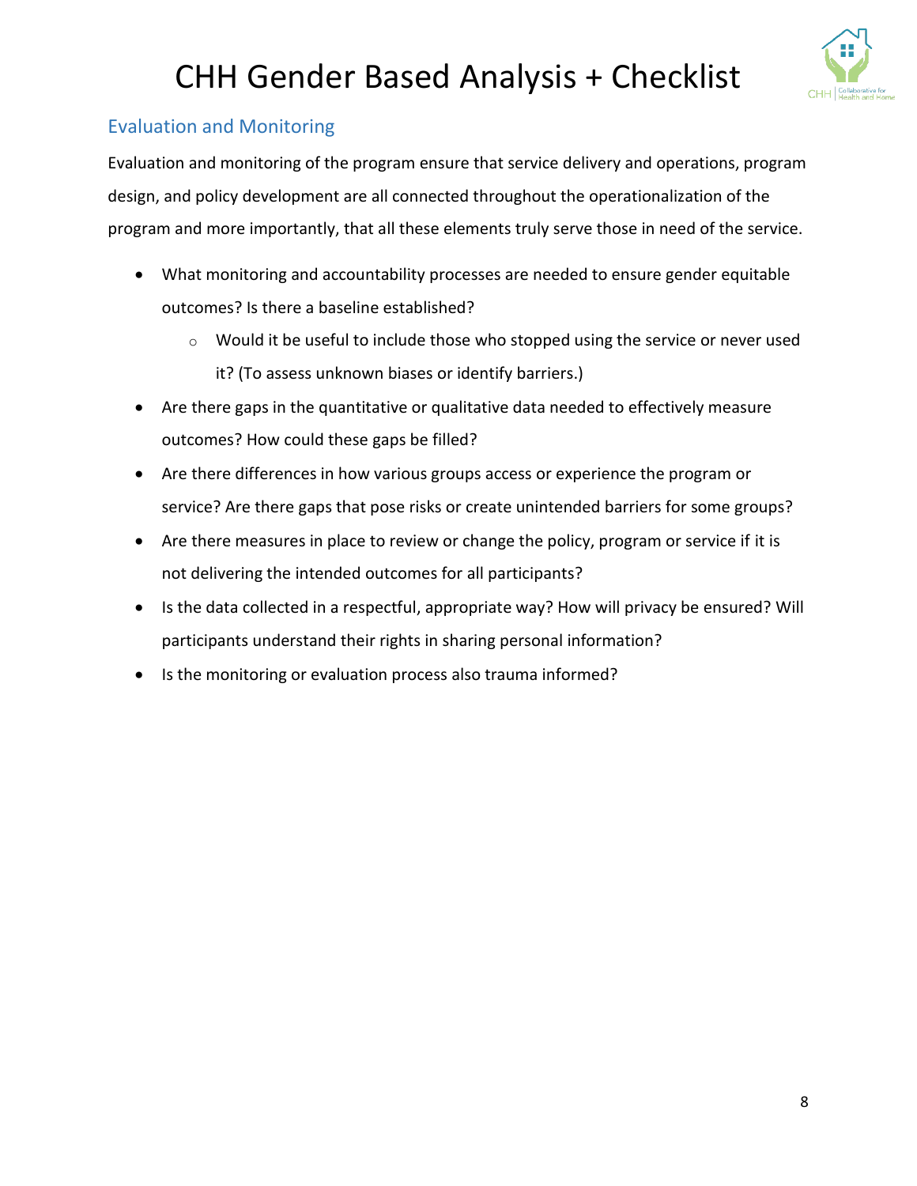## Evaluation and Monitoring

Evaluation and monitoring of the program ensure that service delivery and operations, program design, and policy development are all connected throughout the operationalization of the program and more importantly, that all these elements truly serve those in need of the service.

- What monitoring and accountability processes are needed to ensure gender equitable outcomes? Is there a baseline established?
  - Would it be useful to include those who stopped using the service or never used it? (To assess unknown biases or identify barriers.)
- Are there gaps in the quantitative or qualitative data needed to effectively measure outcomes? How could these gaps be filled?
- Are there differences in how various groups access or experience the program or service? Are there gaps that pose risks or create unintended barriers for some groups?
- Are there measures in place to review or change the policy, program or service if it is not delivering the intended outcomes for all participants?
- Is the data collected in a respectful, appropriate way? How will privacy be ensured? Will participants understand their rights in sharing personal information?
- Is the monitoring or evaluation process also trauma informed?